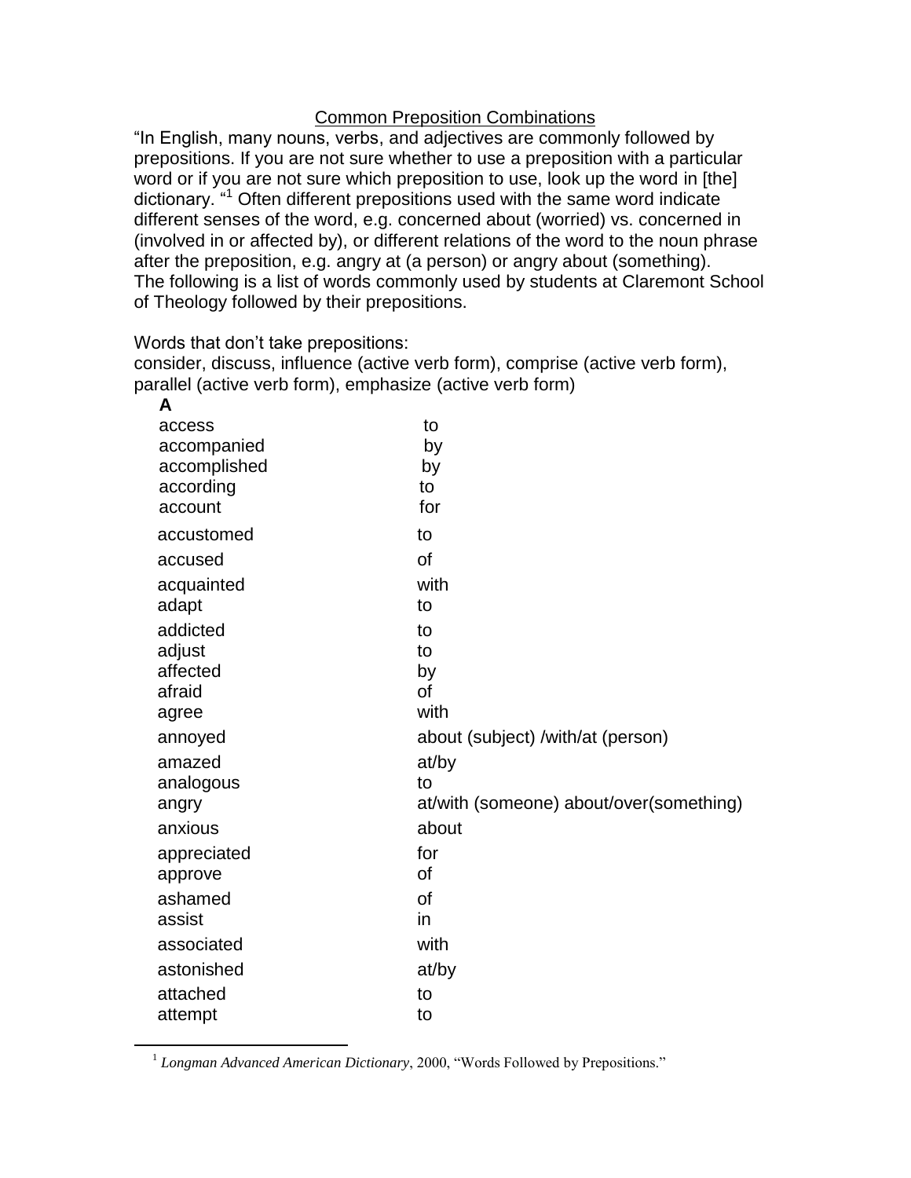## Common Preposition Combinations

"In English, many nouns, verbs, and adjectives are commonly followed by prepositions. If you are not sure whether to use a preposition with a particular word or if you are not sure which preposition to use, look up the word in [the] dictionary. "[1] Often different prepositions used with the same word indicate different senses of the word, e.g. concerned about (worried) vs. concerned in (involved in or affected by), or different relations of the word to the noun phrase after the preposition, e.g. angry at (a person) or angry about (something). The following is a list of words commonly used by students at Claremont School of Theology followed by their prepositions.

Words that don't take prepositions:
consider, discuss, influence (active verb form), comprise (active verb form), parallel (active verb form), emphasize (active verb form)

**A**

| | |
|---|---|
| access | to |
| accompanied | by |
| accomplished | by |
| according | to |
| account | for |
| accustomed | to |
| accused | of |
| acquainted | with |
| adapt | to |
| addicted | to |
| adjust | to |
| affected | by |
| afraid | of |
| agree | with |
| annoyed | about (subject) /with/at (person) |
| amazed | at/by |
| analogous | to |
| angry | at/with (someone) about/over(something) |
| anxious | about |
| appreciated | for |
| approve | of |
| ashamed | of |
| assist | in |
| associated | with |
| astonished | at/by |
| attached | to |
| attempt | to |

[1] *Longman Advanced American Dictionary*, 2000, "Words Followed by Prepositions."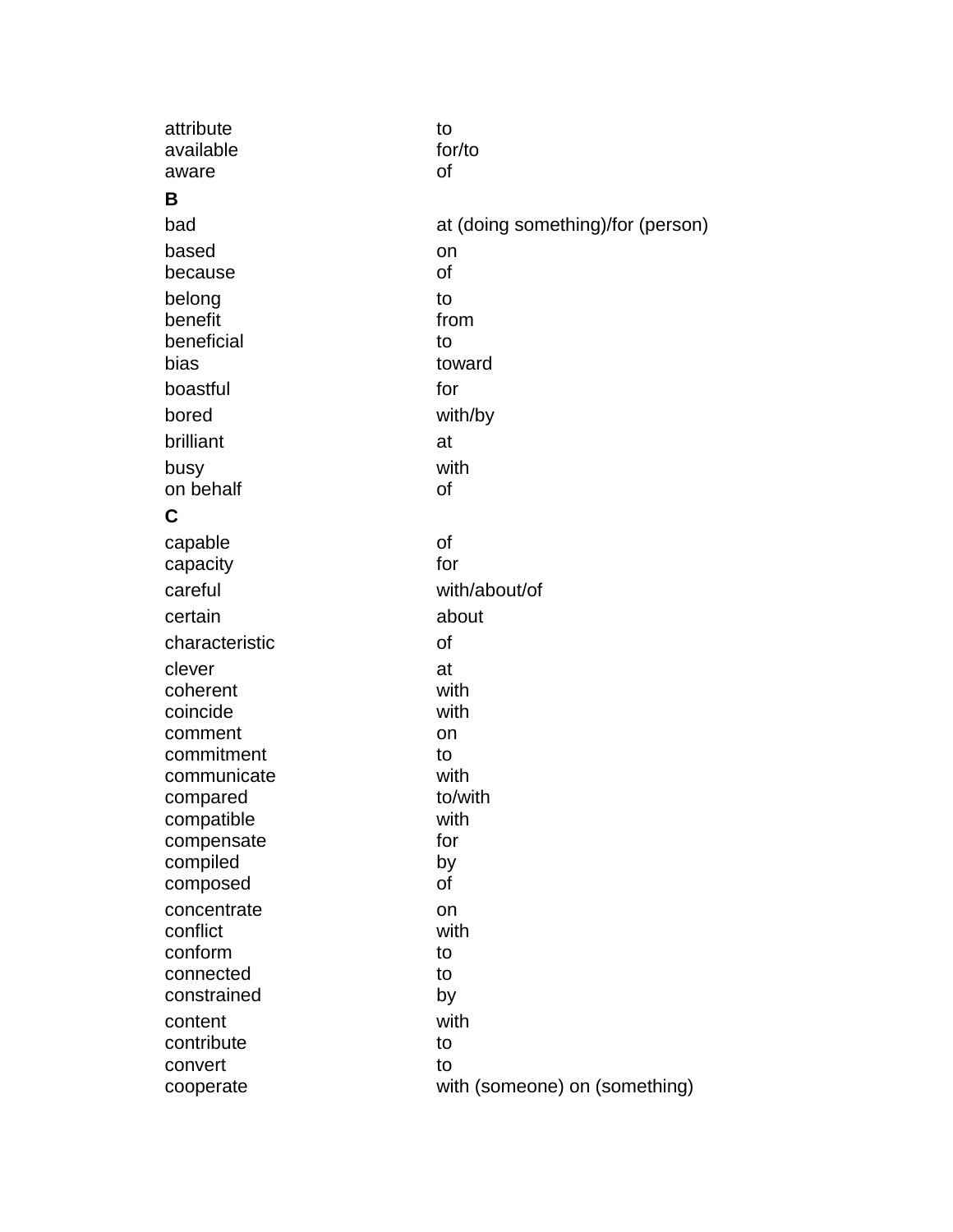| | |
|---|---|
| attribute | to |
| available | for/to |
| aware | of |
| **B** | |
| bad | at (doing something)/for (person) |
| based | on |
| because | of |
| belong | to |
| benefit | from |
| beneficial | to |
| bias | toward |
| boastful | for |
| bored | with/by |
| brilliant | at |
| busy | with |
| on behalf | of |
| **C** | |
| capable | of |
| capacity | for |
| careful | with/about/of |
| certain | about |
| characteristic | of |
| clever | at |
| coherent | with |
| coincide | with |
| comment | on |
| commitment | to |
| communicate | with |
| compared | to/with |
| compatible | with |
| compensate | for |
| compiled | by |
| composed | of |
| concentrate | on |
| conflict | with |
| conform | to |
| connected | to |
| constrained | by |
| content | with |
| contribute | to |
| convert | to |
| cooperate | with (someone) on (something) |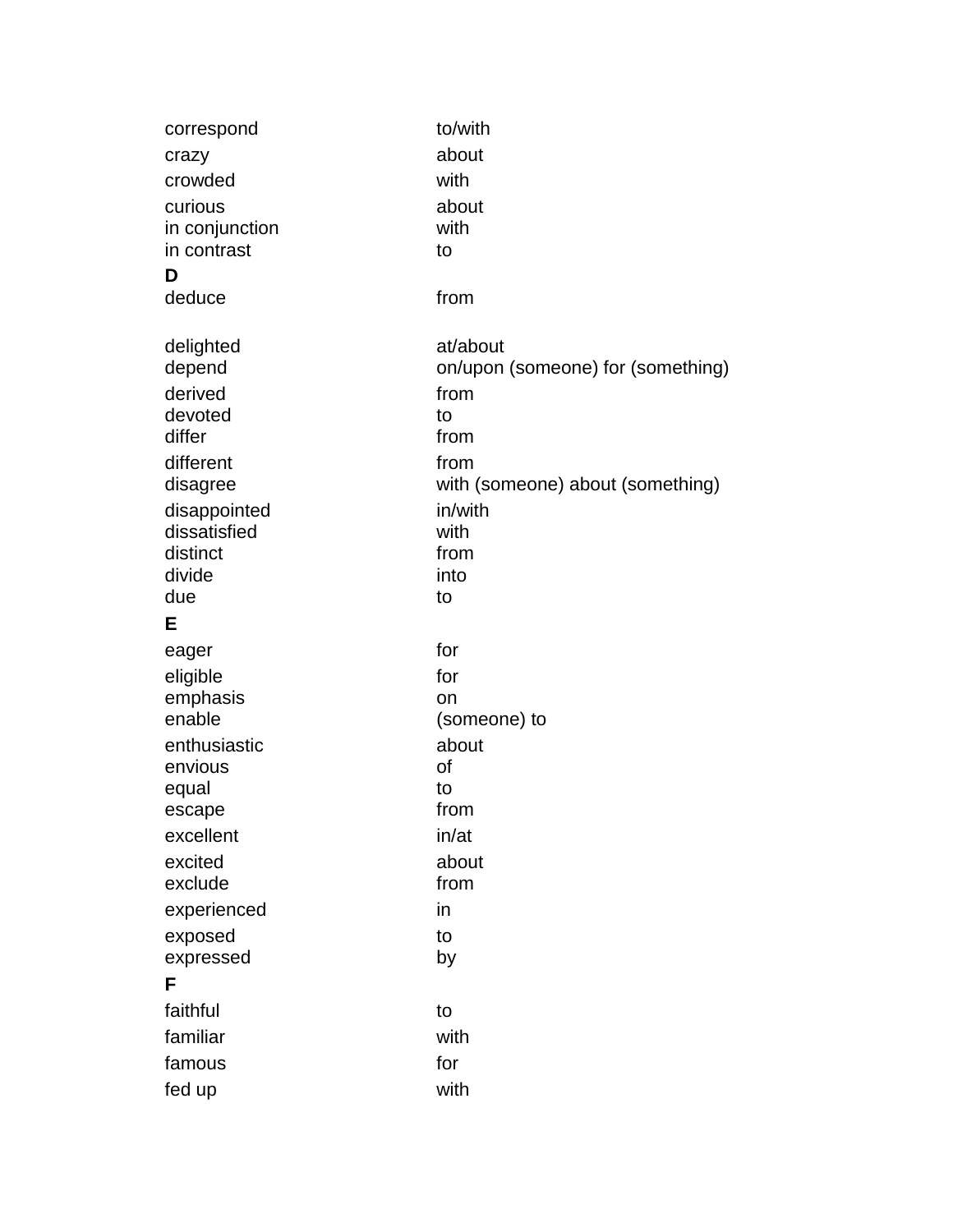| | |
|---|---|
| correspond | to/with |
| crazy | about |
| crowded | with |
| curious | about |
| in conjunction | with |
| in contrast | to |
| **D** | |
| deduce | from |
| delighted | at/about |
| depend | on/upon (someone) for (something) |
| derived | from |
| devoted | to |
| differ | from |
| different | from |
| disagree | with (someone) about (something) |
| disappointed | in/with |
| dissatisfied | with |
| distinct | from |
| divide | into |
| due | to |
| **E** | |
| eager | for |
| eligible | for |
| emphasis | on |
| enable | (someone) to |
| enthusiastic | about |
| envious | of |
| equal | to |
| escape | from |
| excellent | in/at |
| excited | about |
| exclude | from |
| experienced | in |
| exposed | to |
| expressed | by |
| **F** | |
| faithful | to |
| familiar | with |
| famous | for |
| fed up | with |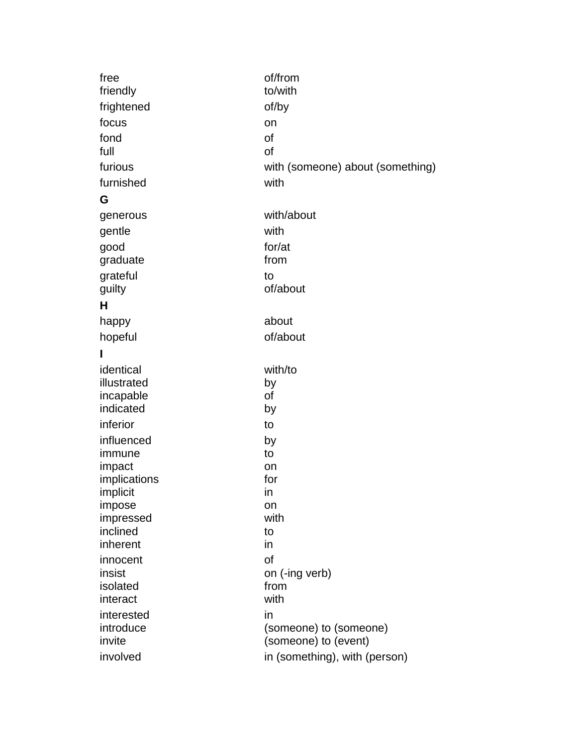| | |
|---|---|
| free | of/from |
| friendly | to/with |
| frightened | of/by |
| focus | on |
| fond | of |
| full | of |
| furious | with (someone) about (something) |
| furnished | with |
| **G** | |
| generous | with/about |
| gentle | with |
| good | for/at |
| graduate | from |
| grateful | to |
| guilty | of/about |
| **H** | |
| happy | about |
| hopeful | of/about |
| **I** | |
| identical | with/to |
| illustrated | by |
| incapable | of |
| indicated | by |
| inferior | to |
| influenced | by |
| immune | to |
| impact | on |
| implications | for |
| implicit | in |
| impose | on |
| impressed | with |
| inclined | to |
| inherent | in |
| innocent | of |
| insist | on (-ing verb) |
| isolated | from |
| interact | with |
| interested | in |
| introduce | (someone) to (someone) |
| invite | (someone) to (event) |
| involved | in (something), with (person) |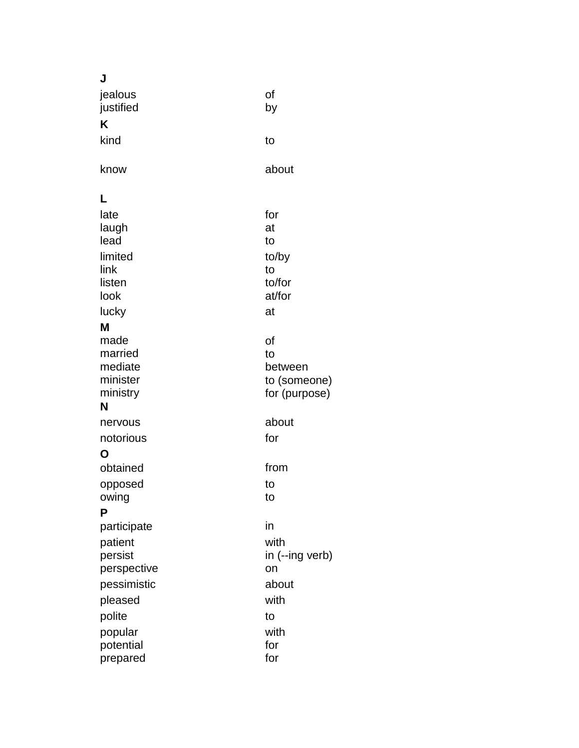**J**

| | |
|---|---|
| jealous | of |
| justified | by |

**K**

| | |
|---|---|
| kind | to |
| know | about |

**L**

| | |
|---|---|
| late | for |
| laugh | at |
| lead | to |
| limited | to/by |
| link | to |
| listen | to/for |
| look | at/for |
| lucky | at |

**M**

| | |
|---|---|
| made | of |
| married | to |
| mediate | between |
| minister | to (someone) |
| ministry | for (purpose) |

**N**

| | |
|---|---|
| nervous | about |
| notorious | for |

**O**

| | |
|---|---|
| obtained | from |
| opposed | to |
| owing | to |

**P**

| | |
|---|---|
| participate | in |
| patient | with |
| persist | in (--ing verb) |
| perspective | on |
| pessimistic | about |
| pleased | with |
| polite | to |
| popular | with |
| potential | for |
| prepared | for |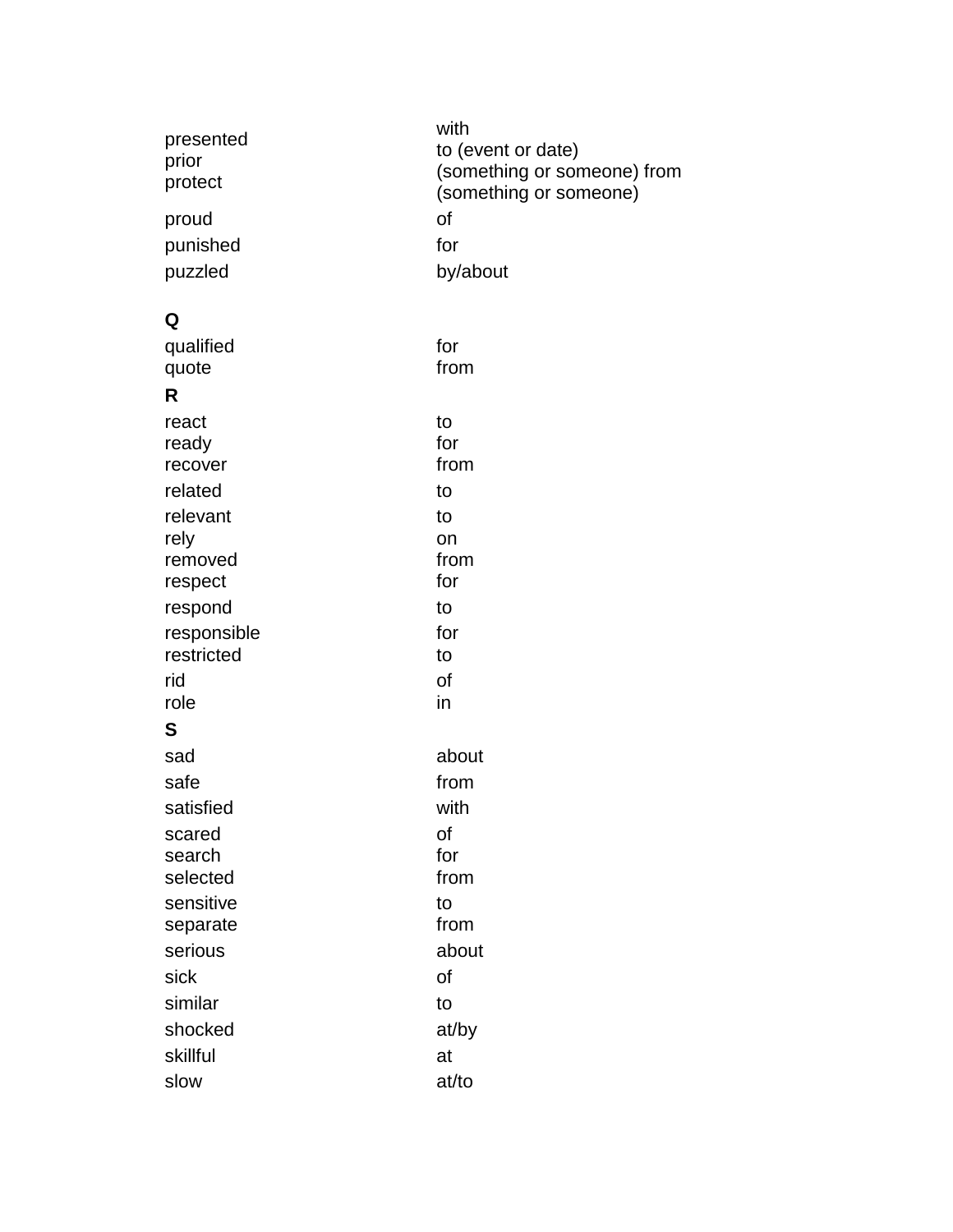| | |
|---|---|
| presented | with |
| prior | to (event or date) |
| protect | (something or someone) from (something or someone) |
| proud | of |
| punished | for |
| puzzled | by/about |
| **Q** | |
| qualified | for |
| quote | from |
| **R** | |
| react | to |
| ready | for |
| recover | from |
| related | to |
| relevant | to |
| rely | on |
| removed | from |
| respect | for |
| respond | to |
| responsible | for |
| restricted | to |
| rid | of |
| role | in |
| **S** | |
| sad | about |
| safe | from |
| satisfied | with |
| scared | of |
| search | for |
| selected | from |
| sensitive | to |
| separate | from |
| serious | about |
| sick | of |
| similar | to |
| shocked | at/by |
| skillful | at |
| slow | at/to |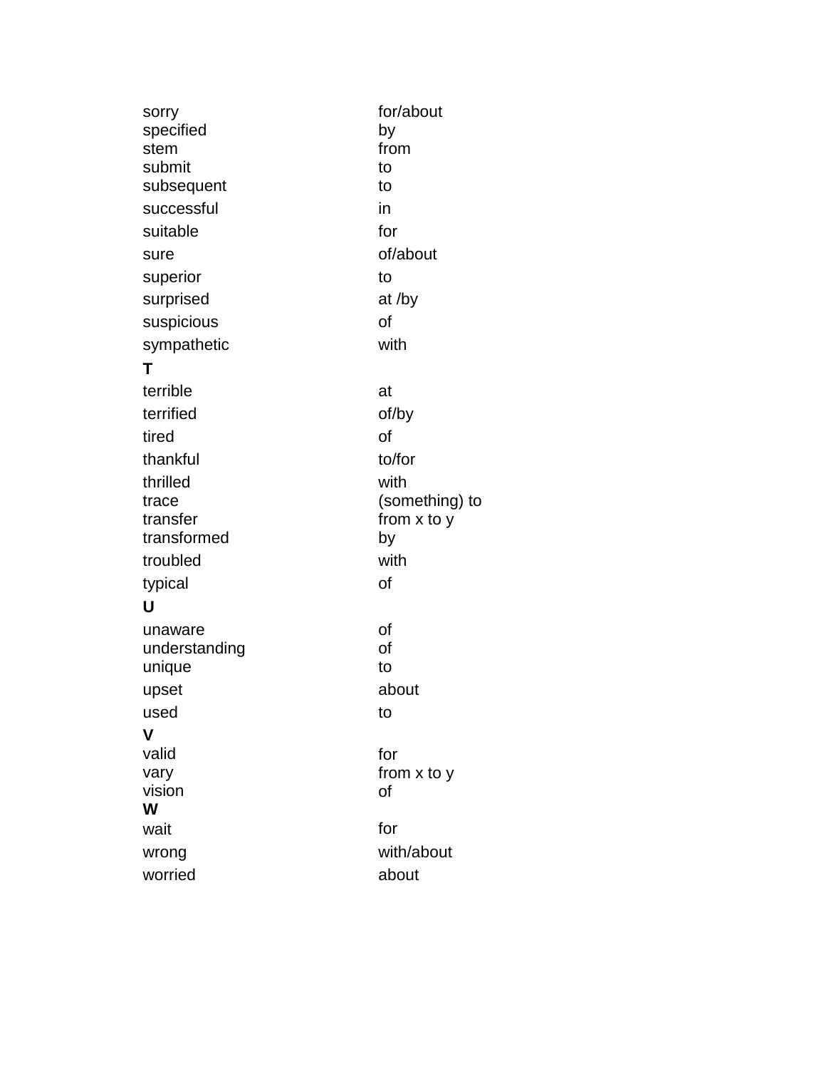| | |
|---|---|
| sorry | for/about |
| specified | by |
| stem | from |
| submit | to |
| subsequent | to |
| successful | in |
| suitable | for |
| sure | of/about |
| superior | to |
| surprised | at /by |
| suspicious | of |
| sympathetic | with |
| **T** | |
| terrible | at |
| terrified | of/by |
| tired | of |
| thankful | to/for |
| thrilled | with |
| trace | (something) to |
| transfer | from x to y |
| transformed | by |
| troubled | with |
| typical | of |
| **U** | |
| unaware | of |
| understanding | of |
| unique | to |
| upset | about |
| used | to |
| **V** | |
| valid | for |
| vary | from x to y |
| vision | of |
| **W** | |
| wait | for |
| wrong | with/about |
| worried | about |